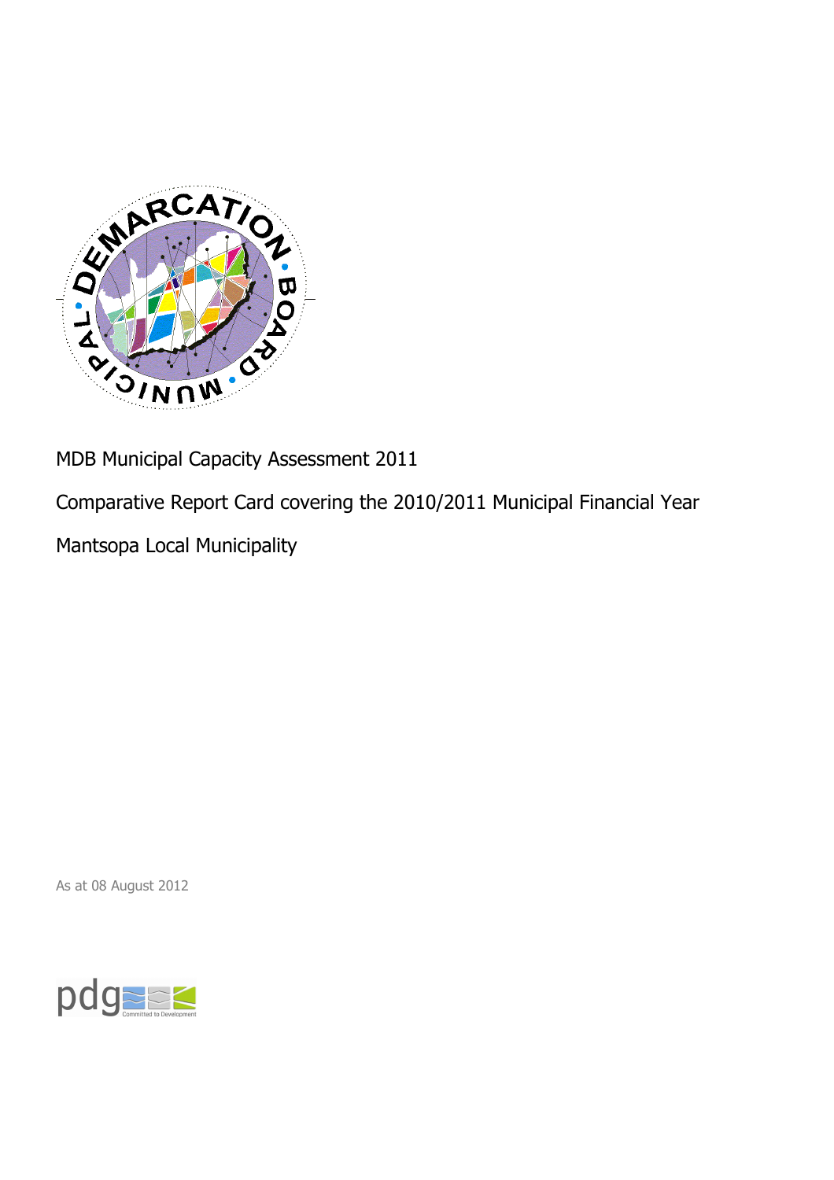MDB Municipal Capacity Assessment 2011

Comparative Report Card covering the 2010/2011 Municipal Financial Year

Mantsopa Local Municipality

As at 08 August 2012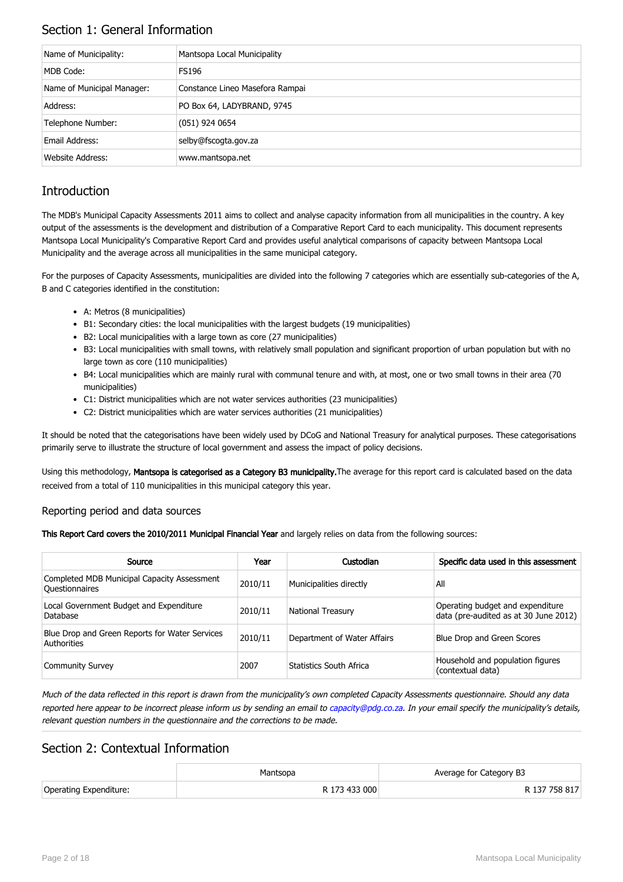## Section 1: General Information

| Name of Municipality: | Mantsopa Local Municipality |
|---|---|
| MDB Code: | FS196 |
| Name of Municipal Manager: | Constance Lineo Masefora Rampai |
| Address: | PO Box 64, LADYBRAND, 9745 |
| Telephone Number: | (051) 924 0654 |
| Email Address: | selby@fscogta.gov.za |
| Website Address: | www.mantsopa.net |

## Introduction

The MDB's Municipal Capacity Assessments 2011 aims to collect and analyse capacity information from all municipalities in the country. A key output of the assessments is the development and distribution of a Comparative Report Card to each municipality. This document represents Mantsopa Local Municipality's Comparative Report Card and provides useful analytical comparisons of capacity between Mantsopa Local Municipality and the average across all municipalities in the same municipal category.

For the purposes of Capacity Assessments, municipalities are divided into the following 7 categories which are essentially sub-categories of the A, B and C categories identified in the constitution:

- A: Metros (8 municipalities)
- B1: Secondary cities: the local municipalities with the largest budgets (19 municipalities)
- B2: Local municipalities with a large town as core (27 municipalities)
- B3: Local municipalities with small towns, with relatively small population and significant proportion of urban population but with no large town as core (110 municipalities)
- B4: Local municipalities which are mainly rural with communal tenure and with, at most, one or two small towns in their area (70 municipalities)
- C1: District municipalities which are not water services authorities (23 municipalities)
- C2: District municipalities which are water services authorities (21 municipalities)

It should be noted that the categorisations have been widely used by DCoG and National Treasury for analytical purposes. These categorisations primarily serve to illustrate the structure of local government and assess the impact of policy decisions.

Using this methodology, **Mantsopa is categorised as a Category B3 municipality.** The average for this report card is calculated based on the data received from a total of 110 municipalities in this municipal category this year.

### Reporting period and data sources

**This Report Card covers the 2010/2011 Municipal Financial Year** and largely relies on data from the following sources:

| Source | Year | Custodian | Specific data used in this assessment |
|---|---|---|---|
| Completed MDB Municipal Capacity Assessment Questionnaires | 2010/11 | Municipalities directly | All |
| Local Government Budget and Expenditure Database | 2010/11 | National Treasury | Operating budget and expenditure data (pre-audited as at 30 June 2012) |
| Blue Drop and Green Reports for Water Services Authorities | 2010/11 | Department of Water Affairs | Blue Drop and Green Scores |
| Community Survey | 2007 | Statistics South Africa | Household and population figures (contextual data) |

*Much of the data reflected in this report is drawn from the municipality's own completed Capacity Assessments questionnaire. Should any data reported here appear to be incorrect please inform us by sending an email to capacity@pdg.co.za. In your email specify the municipality's details, relevant question numbers in the questionnaire and the corrections to be made.*

## Section 2: Contextual Information

| | Mantsopa | Average for Category B3 |
|---|---|---|
| Operating Expenditure: | R 173 433 000 | R 137 758 817 |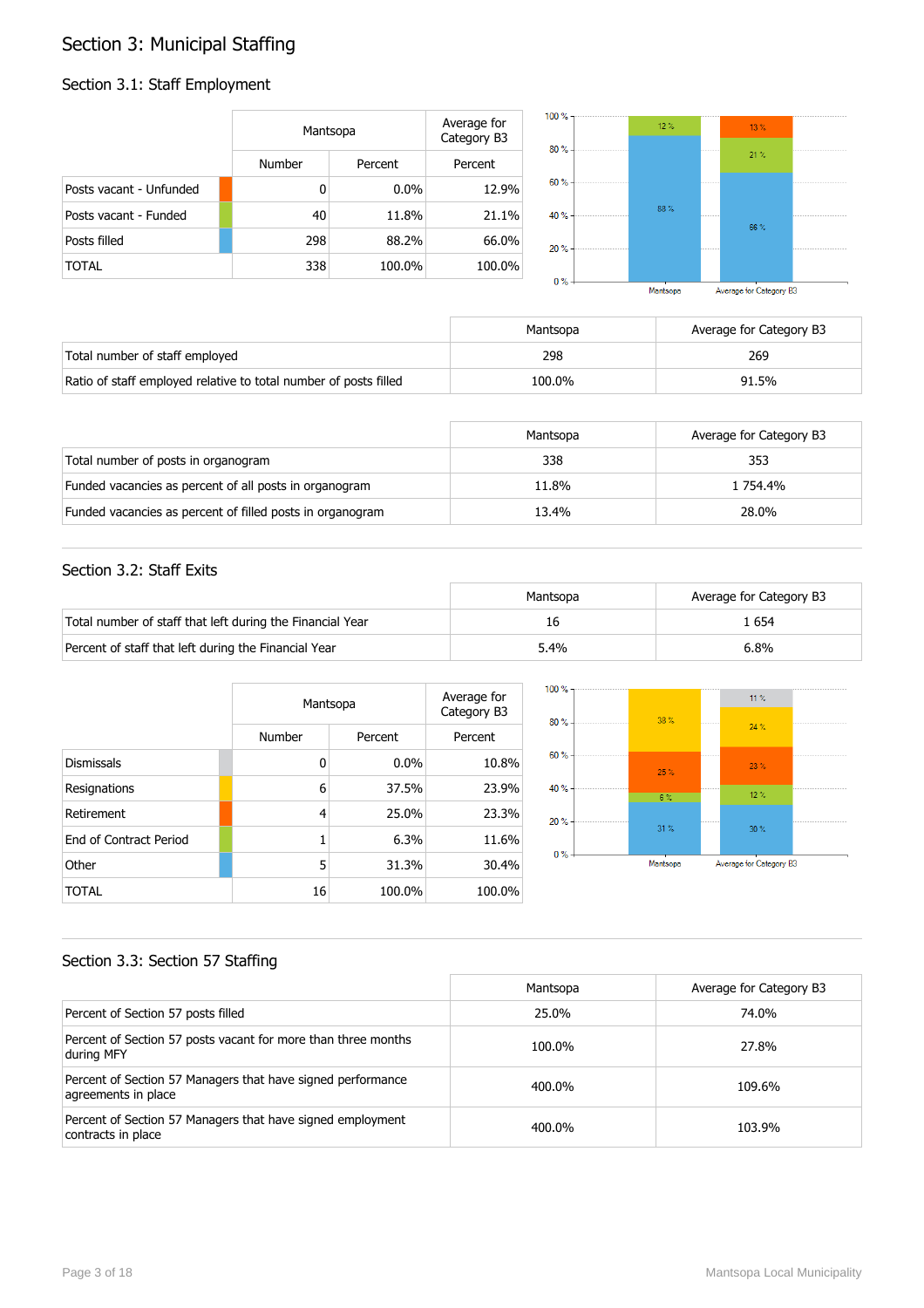# Section 3: Municipal Staffing

## Section 3.1: Staff Employment

| | Mantsopa | | Average for Category B3 |
|---|---|---|---|
| | Number | Percent | Percent |
| Posts vacant - Unfunded | 0 | 0.0% | 12.9% |
| Posts vacant - Funded | 40 | 11.8% | 21.1% |
| Posts filled | 298 | 88.2% | 66.0% |
| TOTAL | 338 | 100.0% | 100.0% |

| | Mantsopa | Average for Category B3 |
|---|---|---|
| Total number of staff employed | 298 | 269 |
| Ratio of staff employed relative to total number of posts filled | 100.0% | 91.5% |

| | Mantsopa | Average for Category B3 |
|---|---|---|
| Total number of posts in organogram | 338 | 353 |
| Funded vacancies as percent of all posts in organogram | 11.8% | 1 754.4% |
| Funded vacancies as percent of filled posts in organogram | 13.4% | 28.0% |

## Section 3.2: Staff Exits

| | Mantsopa | Average for Category B3 |
|---|---|---|
| Total number of staff that left during the Financial Year | 16 | 1 654 |
| Percent of staff that left during the Financial Year | 5.4% | 6.8% |

| | Mantsopa | | Average for Category B3 |
|---|---|---|---|
| | Number | Percent | Percent |
| Dismissals | 0 | 0.0% | 10.8% |
| Resignations | 6 | 37.5% | 23.9% |
| Retirement | 4 | 25.0% | 23.3% |
| End of Contract Period | 1 | 6.3% | 11.6% |
| Other | 5 | 31.3% | 30.4% |
| TOTAL | 16 | 100.0% | 100.0% |

## Section 3.3: Section 57 Staffing

| | Mantsopa | Average for Category B3 |
|---|---|---|
| Percent of Section 57 posts filled | 25.0% | 74.0% |
| Percent of Section 57 posts vacant for more than three months during MFY | 100.0% | 27.8% |
| Percent of Section 57 Managers that have signed performance agreements in place | 400.0% | 109.6% |
| Percent of Section 57 Managers that have signed employment contracts in place | 400.0% | 103.9% |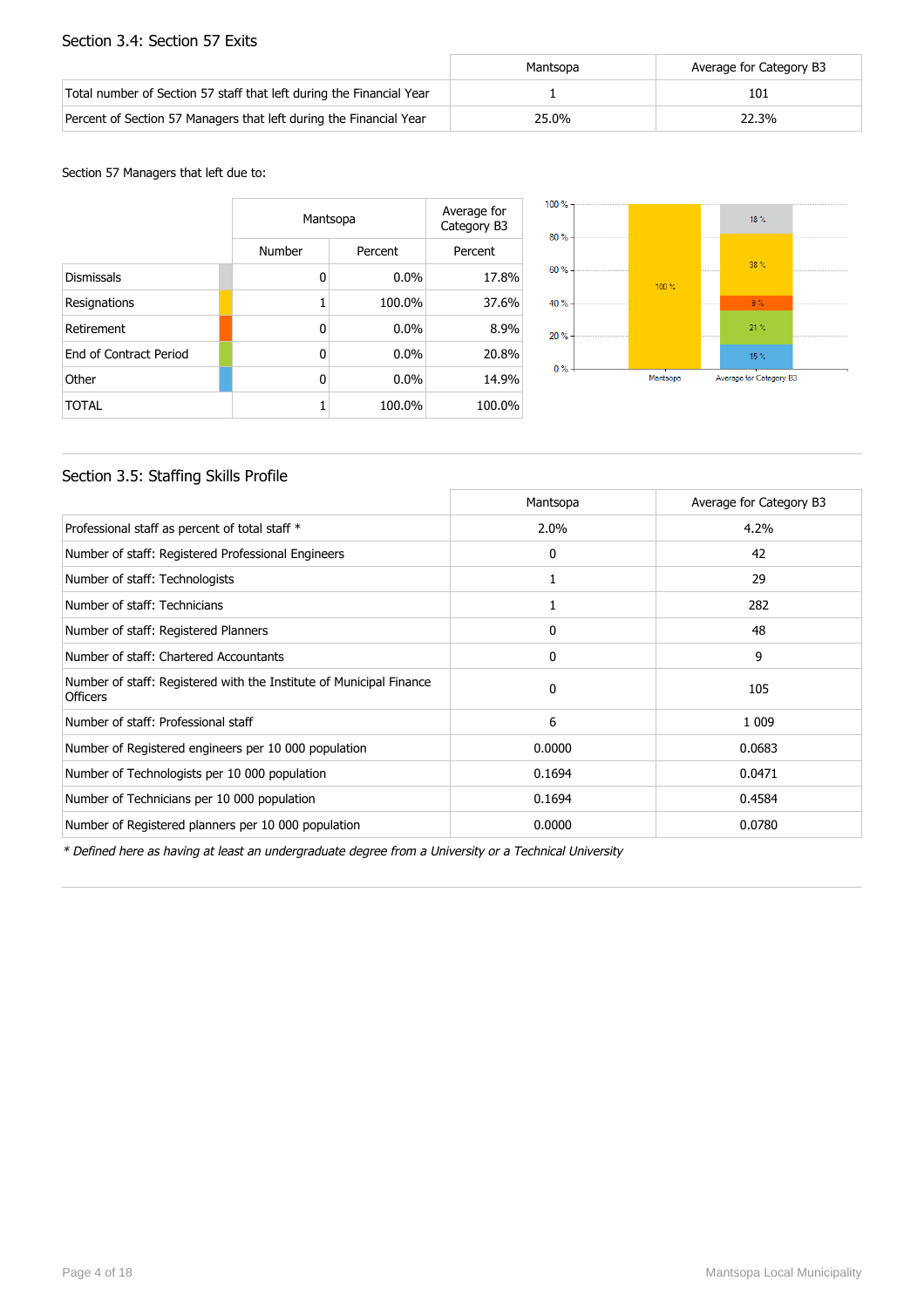## Section 3.4: Section 57 Exits

| | Mantsopa | Average for Category B3 |
|---|---|---|
| Total number of Section 57 staff that left during the Financial Year | 1 | 101 |
| Percent of Section 57 Managers that left during the Financial Year | 25.0% | 22.3% |

Section 57 Managers that left due to:

| | Mantsopa | | Average for Category B3 |
|---|---|---|---|
| | Number | Percent | Percent |
| Dismissals | 0 | 0.0% | 17.8% |
| Resignations | 1 | 100.0% | 37.6% |
| Retirement | 0 | 0.0% | 8.9% |
| End of Contract Period | 0 | 0.0% | 20.8% |
| Other | 0 | 0.0% | 14.9% |
| TOTAL | 1 | 100.0% | 100.0% |

## Section 3.5: Staffing Skills Profile

| | Mantsopa | Average for Category B3 |
|---|---|---|
| Professional staff as percent of total staff * | 2.0% | 4.2% |
| Number of staff: Registered Professional Engineers | 0 | 42 |
| Number of staff: Technologists | 1 | 29 |
| Number of staff: Technicians | 1 | 282 |
| Number of staff: Registered Planners | 0 | 48 |
| Number of staff: Chartered Accountants | 0 | 9 |
| Number of staff: Registered with the Institute of Municipal Finance Officers | 0 | 105 |
| Number of staff: Professional staff | 6 | 1 009 |
| Number of Registered engineers per 10 000 population | 0.0000 | 0.0683 |
| Number of Technologists per 10 000 population | 0.1694 | 0.0471 |
| Number of Technicians per 10 000 population | 0.1694 | 0.4584 |
| Number of Registered planners per 10 000 population | 0.0000 | 0.0780 |

*\* Defined here as having at least an undergraduate degree from a University or a Technical University*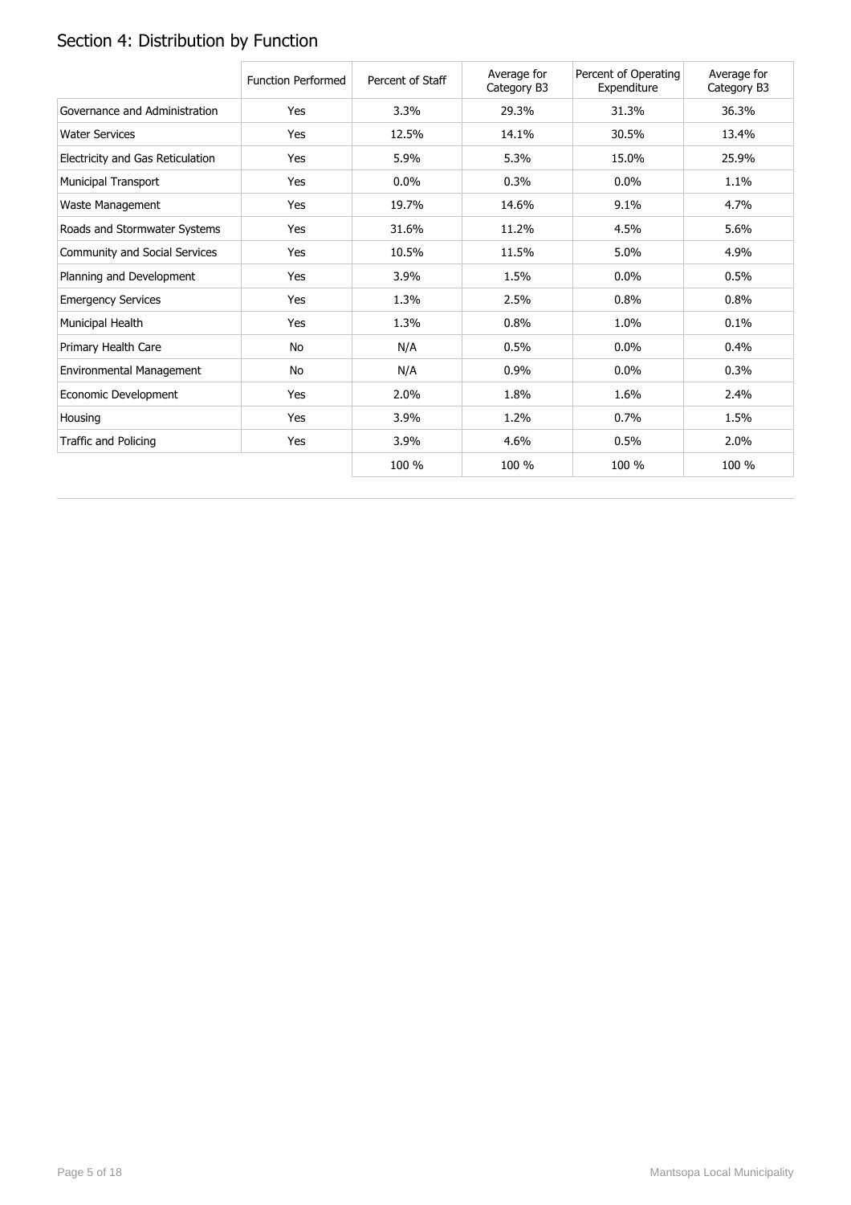## Section 4: Distribution by Function

| | Function Performed | Percent of Staff | Average for Category B3 | Percent of Operating Expenditure | Average for Category B3 |
|---|---|---|---|---|---|
| Governance and Administration | Yes | 3.3% | 29.3% | 31.3% | 36.3% |
| Water Services | Yes | 12.5% | 14.1% | 30.5% | 13.4% |
| Electricity and Gas Reticulation | Yes | 5.9% | 5.3% | 15.0% | 25.9% |
| Municipal Transport | Yes | 0.0% | 0.3% | 0.0% | 1.1% |
| Waste Management | Yes | 19.7% | 14.6% | 9.1% | 4.7% |
| Roads and Stormwater Systems | Yes | 31.6% | 11.2% | 4.5% | 5.6% |
| Community and Social Services | Yes | 10.5% | 11.5% | 5.0% | 4.9% |
| Planning and Development | Yes | 3.9% | 1.5% | 0.0% | 0.5% |
| Emergency Services | Yes | 1.3% | 2.5% | 0.8% | 0.8% |
| Municipal Health | Yes | 1.3% | 0.8% | 1.0% | 0.1% |
| Primary Health Care | No | N/A | 0.5% | 0.0% | 0.4% |
| Environmental Management | No | N/A | 0.9% | 0.0% | 0.3% |
| Economic Development | Yes | 2.0% | 1.8% | 1.6% | 2.4% |
| Housing | Yes | 3.9% | 1.2% | 0.7% | 1.5% |
| Traffic and Policing | Yes | 3.9% | 4.6% | 0.5% | 2.0% |
| | | 100 % | 100 % | 100 % | 100 % |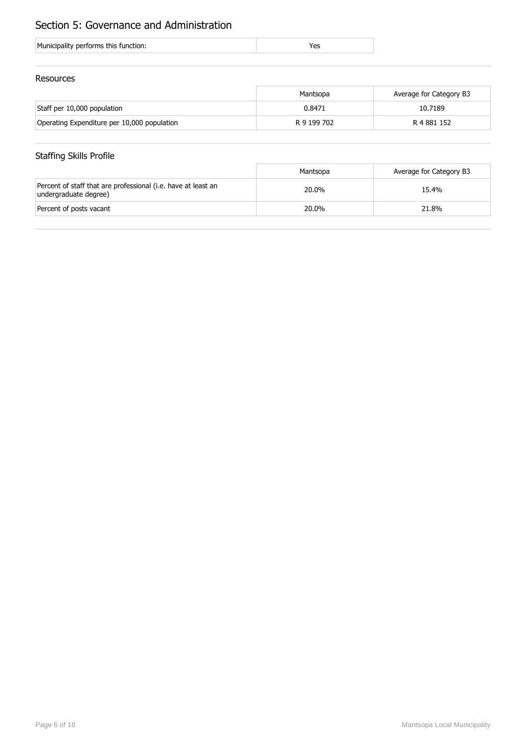## Section 5: Governance and Administration

| Municipality performs this function: | Yes |
|---|---|

### Resources

| | Mantsopa | Average for Category B3 |
|---|---|---|
| Staff per 10,000 population | 0.8471 | 10.7189 |
| Operating Expenditure per 10,000 population | R 9 199 702 | R 4 881 152 |

### Staffing Skills Profile

| | Mantsopa | Average for Category B3 |
|---|---|---|
| Percent of staff that are professional (i.e. have at least an undergraduate degree) | 20.0% | 15.4% |
| Percent of posts vacant | 20.0% | 21.8% |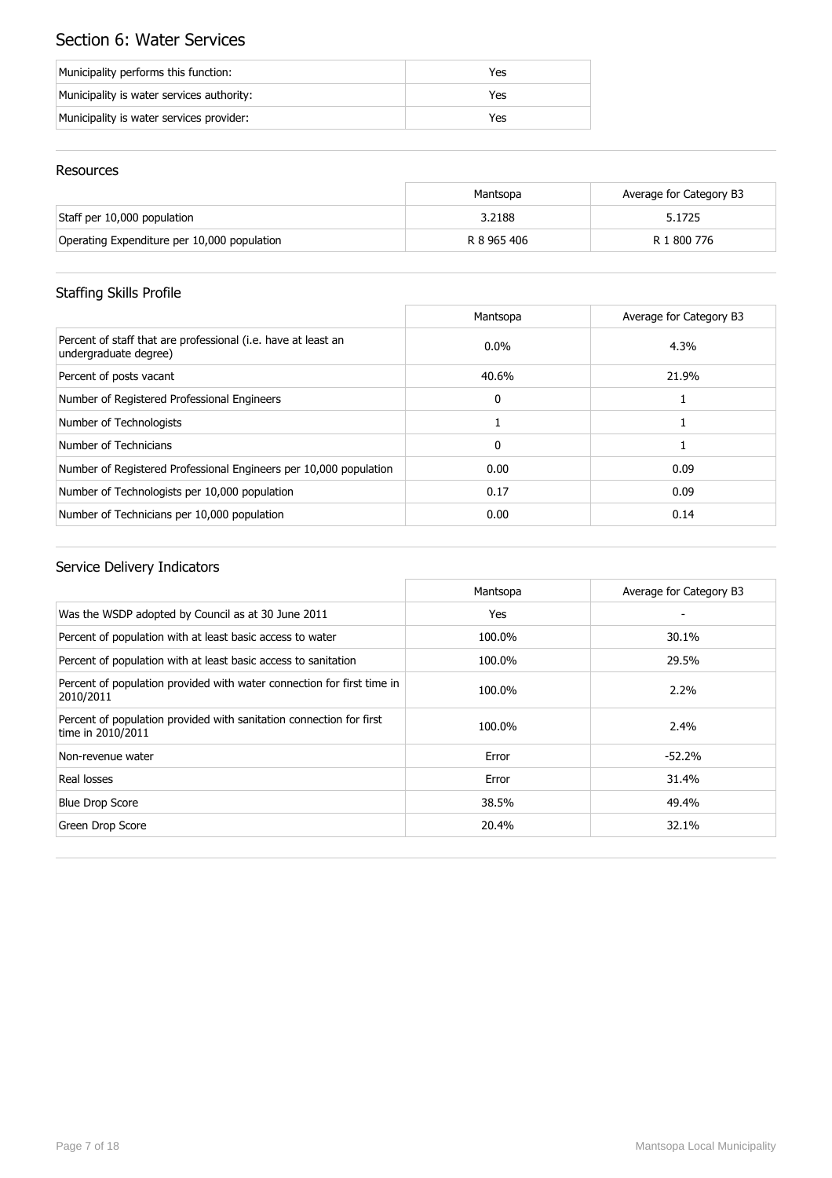# Section 6: Water Services

| | |
|---|---|
| Municipality performs this function: | Yes |
| Municipality is water services authority: | Yes |
| Municipality is water services provider: | Yes |

## Resources

| | Mantsopa | Average for Category B3 |
|---|---|---|
| Staff per 10,000 population | 3.2188 | 5.1725 |
| Operating Expenditure per 10,000 population | R 8 965 406 | R 1 800 776 |

## Staffing Skills Profile

| | Mantsopa | Average for Category B3 |
|---|---|---|
| Percent of staff that are professional (i.e. have at least an undergraduate degree) | 0.0% | 4.3% |
| Percent of posts vacant | 40.6% | 21.9% |
| Number of Registered Professional Engineers | 0 | 1 |
| Number of Technologists | 1 | 1 |
| Number of Technicians | 0 | 1 |
| Number of Registered Professional Engineers per 10,000 population | 0.00 | 0.09 |
| Number of Technologists per 10,000 population | 0.17 | 0.09 |
| Number of Technicians per 10,000 population | 0.00 | 0.14 |

## Service Delivery Indicators

| | Mantsopa | Average for Category B3 |
|---|---|---|
| Was the WSDP adopted by Council as at 30 June 2011 | Yes | - |
| Percent of population with at least basic access to water | 100.0% | 30.1% |
| Percent of population with at least basic access to sanitation | 100.0% | 29.5% |
| Percent of population provided with water connection for first time in 2010/2011 | 100.0% | 2.2% |
| Percent of population provided with sanitation connection for first time in 2010/2011 | 100.0% | 2.4% |
| Non-revenue water | Error | -52.2% |
| Real losses | Error | 31.4% |
| Blue Drop Score | 38.5% | 49.4% |
| Green Drop Score | 20.4% | 32.1% |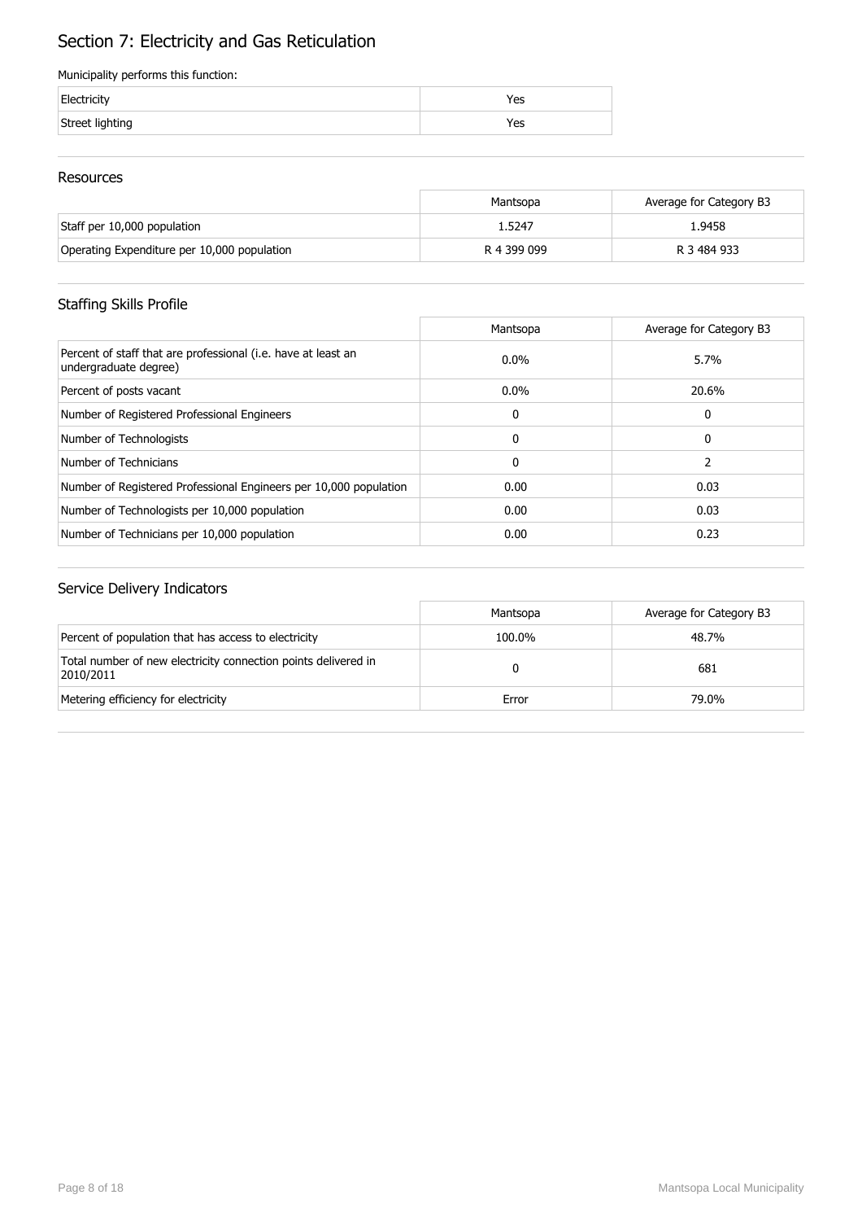# Section 7: Electricity and Gas Reticulation

Municipality performs this function:

| | |
|---|---|
| Electricity | Yes |
| Street lighting | Yes |

## Resources

| | Mantsopa | Average for Category B3 |
|---|---|---|
| Staff per 10,000 population | 1.5247 | 1.9458 |
| Operating Expenditure per 10,000 population | R 4 399 099 | R 3 484 933 |

## Staffing Skills Profile

| | Mantsopa | Average for Category B3 |
|---|---|---|
| Percent of staff that are professional (i.e. have at least an undergraduate degree) | 0.0% | 5.7% |
| Percent of posts vacant | 0.0% | 20.6% |
| Number of Registered Professional Engineers | 0 | 0 |
| Number of Technologists | 0 | 0 |
| Number of Technicians | 0 | 2 |
| Number of Registered Professional Engineers per 10,000 population | 0.00 | 0.03 |
| Number of Technologists per 10,000 population | 0.00 | 0.03 |
| Number of Technicians per 10,000 population | 0.00 | 0.23 |

## Service Delivery Indicators

| | Mantsopa | Average for Category B3 |
|---|---|---|
| Percent of population that has access to electricity | 100.0% | 48.7% |
| Total number of new electricity connection points delivered in 2010/2011 | 0 | 681 |
| Metering efficiency for electricity | Error | 79.0% |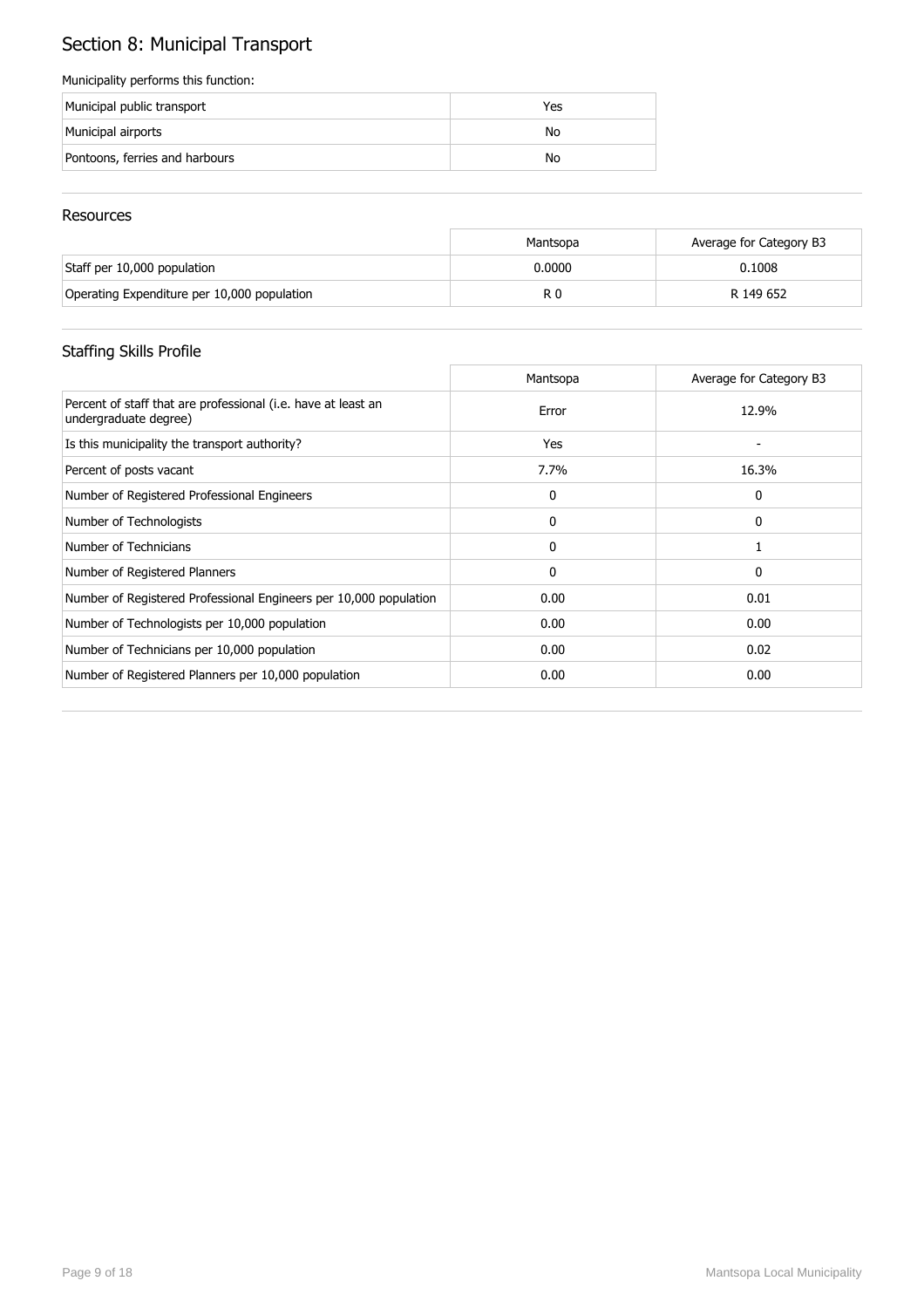# Section 8: Municipal Transport

Municipality performs this function:

| | |
|---|---|
| Municipal public transport | Yes |
| Municipal airports | No |
| Pontoons, ferries and harbours | No |

## Resources

| | Mantsopa | Average for Category B3 |
|---|---|---|
| Staff per 10,000 population | 0.0000 | 0.1008 |
| Operating Expenditure per 10,000 population | R 0 | R 149 652 |

## Staffing Skills Profile

| | Mantsopa | Average for Category B3 |
|---|---|---|
| Percent of staff that are professional (i.e. have at least an undergraduate degree) | Error | 12.9% |
| Is this municipality the transport authority? | Yes | - |
| Percent of posts vacant | 7.7% | 16.3% |
| Number of Registered Professional Engineers | 0 | 0 |
| Number of Technologists | 0 | 0 |
| Number of Technicians | 0 | 1 |
| Number of Registered Planners | 0 | 0 |
| Number of Registered Professional Engineers per 10,000 population | 0.00 | 0.01 |
| Number of Technologists per 10,000 population | 0.00 | 0.00 |
| Number of Technicians per 10,000 population | 0.00 | 0.02 |
| Number of Registered Planners per 10,000 population | 0.00 | 0.00 |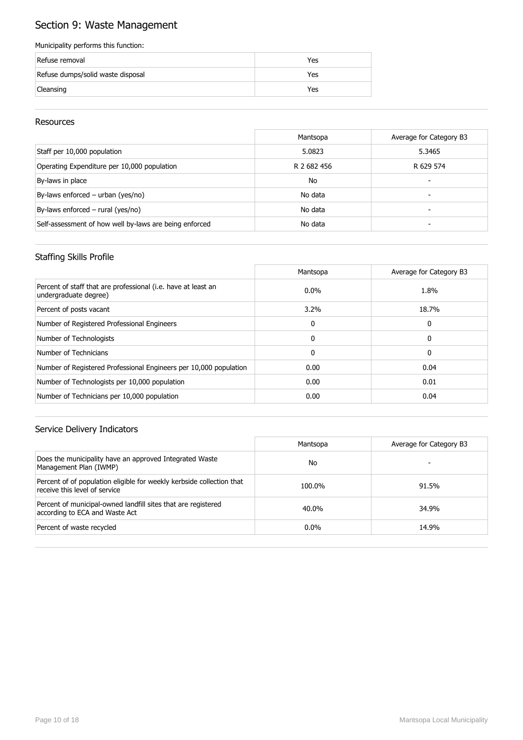# Section 9: Waste Management

Municipality performs this function:

| | |
|---|---|
| Refuse removal | Yes |
| Refuse dumps/solid waste disposal | Yes |
| Cleansing | Yes |

## Resources

| | Mantsopa | Average for Category B3 |
|---|---|---|
| Staff per 10,000 population | 5.0823 | 5.3465 |
| Operating Expenditure per 10,000 population | R 2 682 456 | R 629 574 |
| By-laws in place | No | - |
| By-laws enforced – urban (yes/no) | No data | - |
| By-laws enforced – rural (yes/no) | No data | - |
| Self-assessment of how well by-laws are being enforced | No data | - |

## Staffing Skills Profile

| | Mantsopa | Average for Category B3 |
|---|---|---|
| Percent of staff that are professional (i.e. have at least an undergraduate degree) | 0.0% | 1.8% |
| Percent of posts vacant | 3.2% | 18.7% |
| Number of Registered Professional Engineers | 0 | 0 |
| Number of Technologists | 0 | 0 |
| Number of Technicians | 0 | 0 |
| Number of Registered Professional Engineers per 10,000 population | 0.00 | 0.04 |
| Number of Technologists per 10,000 population | 0.00 | 0.01 |
| Number of Technicians per 10,000 population | 0.00 | 0.04 |

## Service Delivery Indicators

| | Mantsopa | Average for Category B3 |
|---|---|---|
| Does the municipality have an approved Integrated Waste Management Plan (IWMP) | No | - |
| Percent of of population eligible for weekly kerbside collection that receive this level of service | 100.0% | 91.5% |
| Percent of municipal-owned landfill sites that are registered according to ECA and Waste Act | 40.0% | 34.9% |
| Percent of waste recycled | 0.0% | 14.9% |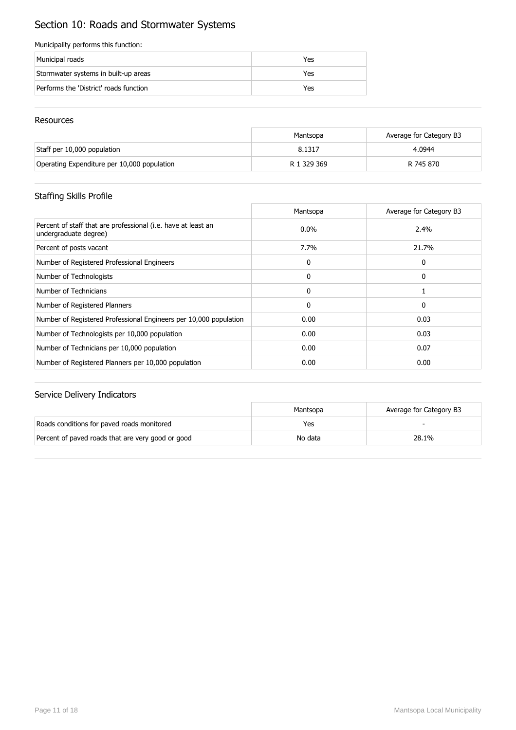# Section 10: Roads and Stormwater Systems

Municipality performs this function:

| | |
|---|---|
| Municipal roads | Yes |
| Stormwater systems in built-up areas | Yes |
| Performs the 'District' roads function | Yes |

## Resources

| | Mantsopa | Average for Category B3 |
|---|---|---|
| Staff per 10,000 population | 8.1317 | 4.0944 |
| Operating Expenditure per 10,000 population | R 1 329 369 | R 745 870 |

## Staffing Skills Profile

| | Mantsopa | Average for Category B3 |
|---|---|---|
| Percent of staff that are professional (i.e. have at least an undergraduate degree) | 0.0% | 2.4% |
| Percent of posts vacant | 7.7% | 21.7% |
| Number of Registered Professional Engineers | 0 | 0 |
| Number of Technologists | 0 | 0 |
| Number of Technicians | 0 | 1 |
| Number of Registered Planners | 0 | 0 |
| Number of Registered Professional Engineers per 10,000 population | 0.00 | 0.03 |
| Number of Technologists per 10,000 population | 0.00 | 0.03 |
| Number of Technicians per 10,000 population | 0.00 | 0.07 |
| Number of Registered Planners per 10,000 population | 0.00 | 0.00 |

## Service Delivery Indicators

| | Mantsopa | Average for Category B3 |
|---|---|---|
| Roads conditions for paved roads monitored | Yes | - |
| Percent of paved roads that are very good or good | No data | 28.1% |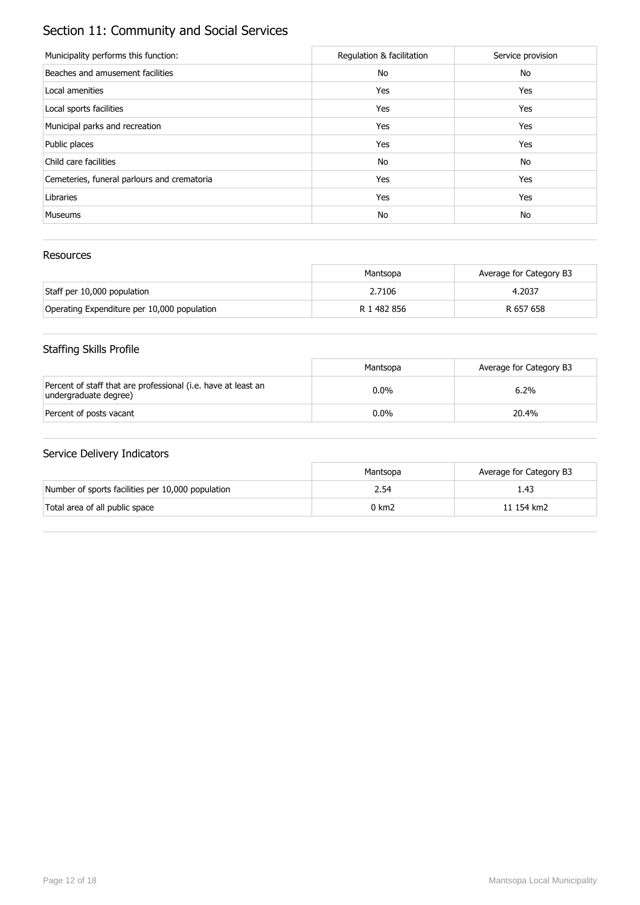# Section 11: Community and Social Services

| Municipality performs this function: | Regulation & facilitation | Service provision |
|---|---|---|
| Beaches and amusement facilities | No | No |
| Local amenities | Yes | Yes |
| Local sports facilities | Yes | Yes |
| Municipal parks and recreation | Yes | Yes |
| Public places | Yes | Yes |
| Child care facilities | No | No |
| Cemeteries, funeral parlours and crematoria | Yes | Yes |
| Libraries | Yes | Yes |
| Museums | No | No |

## Resources

| | Mantsopa | Average for Category B3 |
|---|---|---|
| Staff per 10,000 population | 2.7106 | 4.2037 |
| Operating Expenditure per 10,000 population | R 1 482 856 | R 657 658 |

## Staffing Skills Profile

| | Mantsopa | Average for Category B3 |
|---|---|---|
| Percent of staff that are professional (i.e. have at least an undergraduate degree) | 0.0% | 6.2% |
| Percent of posts vacant | 0.0% | 20.4% |

## Service Delivery Indicators

| | Mantsopa | Average for Category B3 |
|---|---|---|
| Number of sports facilities per 10,000 population | 2.54 | 1.43 |
| Total area of all public space | 0 km2 | 11 154 km2 |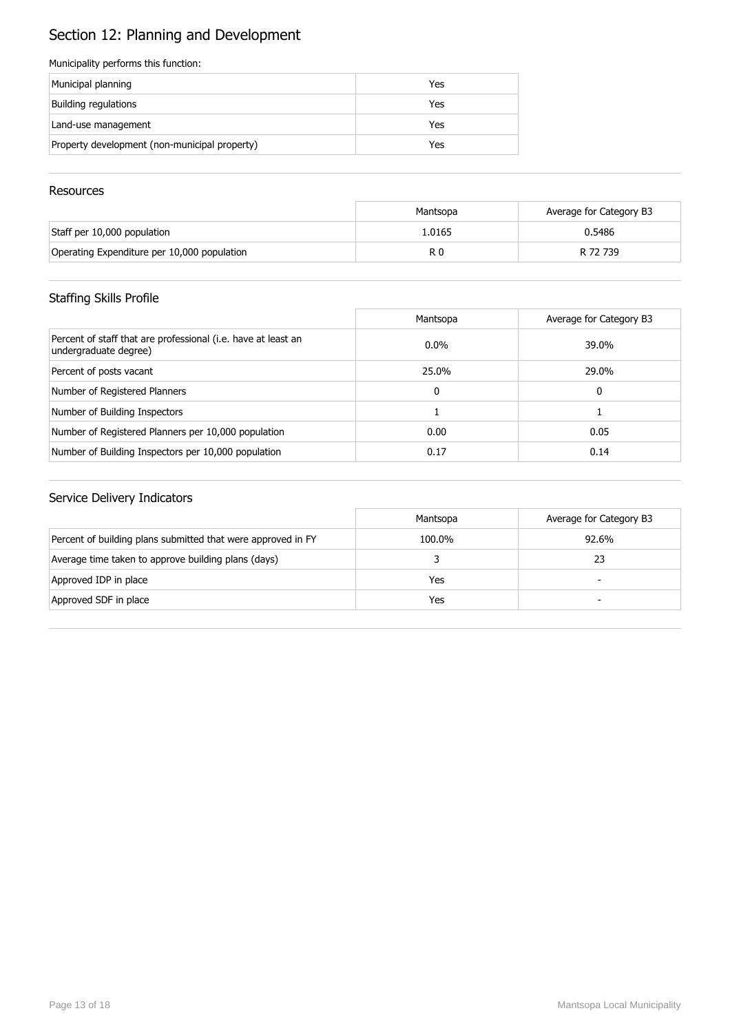# Section 12: Planning and Development

Municipality performs this function:

| | |
|---|---|
| Municipal planning | Yes |
| Building regulations | Yes |
| Land-use management | Yes |
| Property development (non-municipal property) | Yes |

## Resources

| | Mantsopa | Average for Category B3 |
|---|---|---|
| Staff per 10,000 population | 1.0165 | 0.5486 |
| Operating Expenditure per 10,000 population | R 0 | R 72 739 |

## Staffing Skills Profile

| | Mantsopa | Average for Category B3 |
|---|---|---|
| Percent of staff that are professional (i.e. have at least an undergraduate degree) | 0.0% | 39.0% |
| Percent of posts vacant | 25.0% | 29.0% |
| Number of Registered Planners | 0 | 0 |
| Number of Building Inspectors | 1 | 1 |
| Number of Registered Planners per 10,000 population | 0.00 | 0.05 |
| Number of Building Inspectors per 10,000 population | 0.17 | 0.14 |

## Service Delivery Indicators

| | Mantsopa | Average for Category B3 |
|---|---|---|
| Percent of building plans submitted that were approved in FY | 100.0% | 92.6% |
| Average time taken to approve building plans (days) | 3 | 23 |
| Approved IDP in place | Yes | - |
| Approved SDF in place | Yes | - |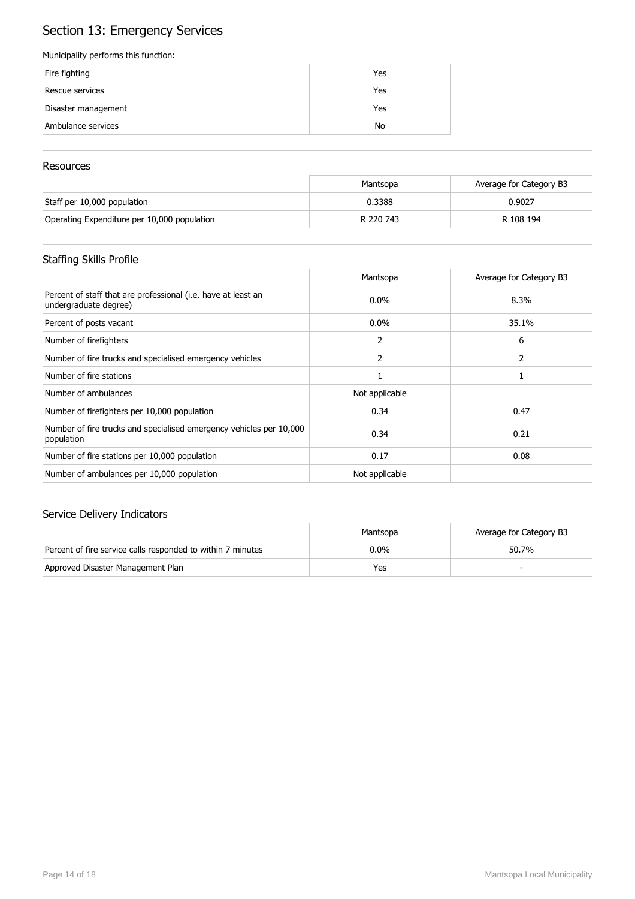# Section 13: Emergency Services

Municipality performs this function:

| | |
|---|---|
| Fire fighting | Yes |
| Rescue services | Yes |
| Disaster management | Yes |
| Ambulance services | No |

## Resources

| | Mantsopa | Average for Category B3 |
|---|---|---|
| Staff per 10,000 population | 0.3388 | 0.9027 |
| Operating Expenditure per 10,000 population | R 220 743 | R 108 194 |

## Staffing Skills Profile

| | Mantsopa | Average for Category B3 |
|---|---|---|
| Percent of staff that are professional (i.e. have at least an undergraduate degree) | 0.0% | 8.3% |
| Percent of posts vacant | 0.0% | 35.1% |
| Number of firefighters | 2 | 6 |
| Number of fire trucks and specialised emergency vehicles | 2 | 2 |
| Number of fire stations | 1 | 1 |
| Number of ambulances | Not applicable | |
| Number of firefighters per 10,000 population | 0.34 | 0.47 |
| Number of fire trucks and specialised emergency vehicles per 10,000 population | 0.34 | 0.21 |
| Number of fire stations per 10,000 population | 0.17 | 0.08 |
| Number of ambulances per 10,000 population | Not applicable | |

## Service Delivery Indicators

| | Mantsopa | Average for Category B3 |
|---|---|---|
| Percent of fire service calls responded to within 7 minutes | 0.0% | 50.7% |
| Approved Disaster Management Plan | Yes | - |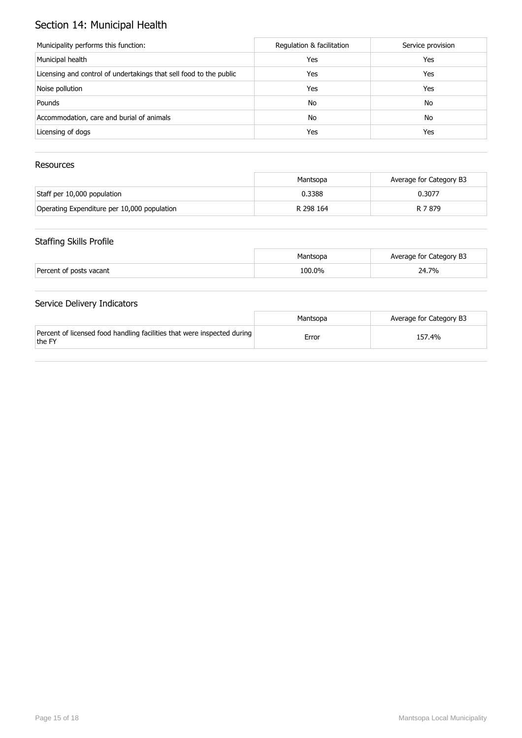# Section 14: Municipal Health

| Municipality performs this function: | Regulation & facilitation | Service provision |
|---|---|---|
| Municipal health | Yes | Yes |
| Licensing and control of undertakings that sell food to the public | Yes | Yes |
| Noise pollution | Yes | Yes |
| Pounds | No | No |
| Accommodation, care and burial of animals | No | No |
| Licensing of dogs | Yes | Yes |

## Resources

| | Mantsopa | Average for Category B3 |
|---|---|---|
| Staff per 10,000 population | 0.3388 | 0.3077 |
| Operating Expenditure per 10,000 population | R 298 164 | R 7 879 |

## Staffing Skills Profile

| | Mantsopa | Average for Category B3 |
|---|---|---|
| Percent of posts vacant | 100.0% | 24.7% |

## Service Delivery Indicators

| | Mantsopa | Average for Category B3 |
|---|---|---|
| Percent of licensed food handling facilities that were inspected during the FY | Error | 157.4% |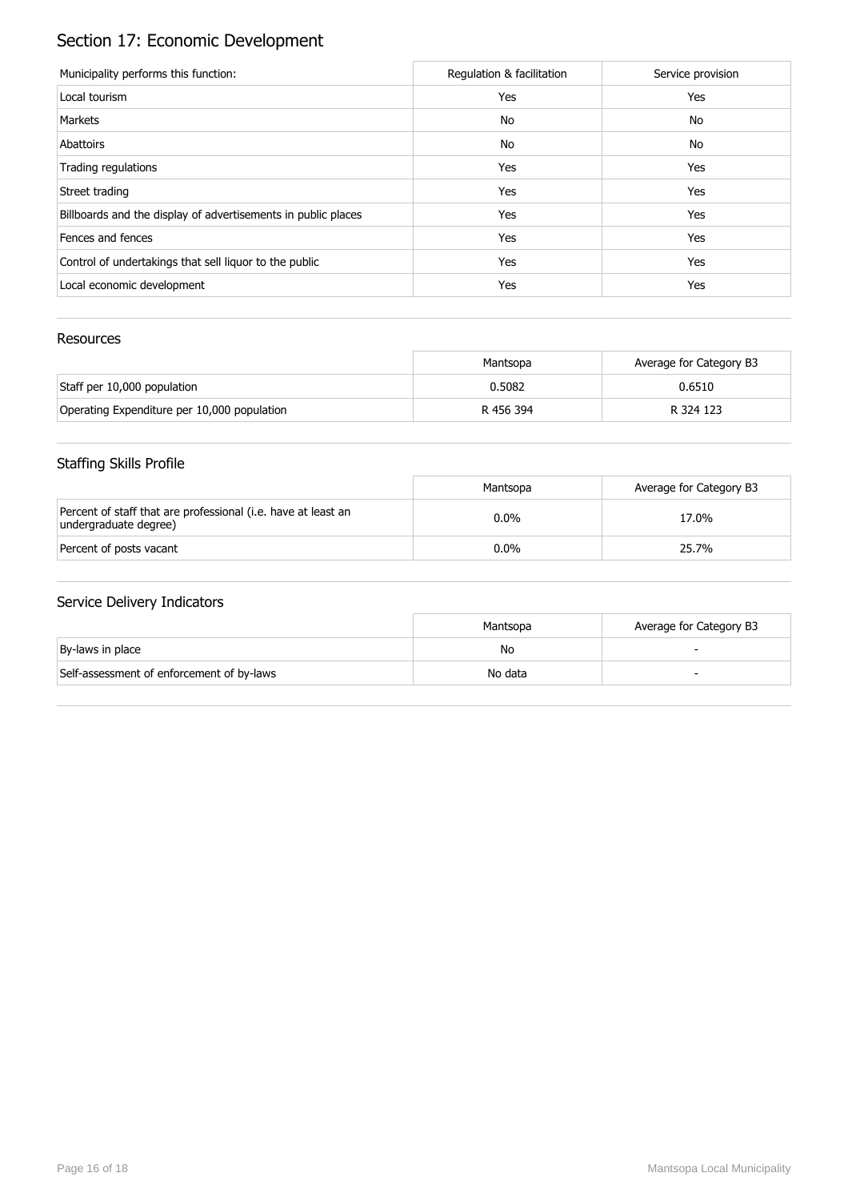# Section 17: Economic Development

| Municipality performs this function: | Regulation & facilitation | Service provision |
| --- | --- | --- |
| Local tourism | Yes | Yes |
| Markets | No | No |
| Abattoirs | No | No |
| Trading regulations | Yes | Yes |
| Street trading | Yes | Yes |
| Billboards and the display of advertisements in public places | Yes | Yes |
| Fences and fences | Yes | Yes |
| Control of undertakings that sell liquor to the public | Yes | Yes |
| Local economic development | Yes | Yes |

## Resources

| | Mantsopa | Average for Category B3 |
| --- | --- | --- |
| Staff per 10,000 population | 0.5082 | 0.6510 |
| Operating Expenditure per 10,000 population | R 456 394 | R 324 123 |

## Staffing Skills Profile

| | Mantsopa | Average for Category B3 |
| --- | --- | --- |
| Percent of staff that are professional (i.e. have at least an undergraduate degree) | 0.0% | 17.0% |
| Percent of posts vacant | 0.0% | 25.7% |

## Service Delivery Indicators

| | Mantsopa | Average for Category B3 |
| --- | --- | --- |
| By-laws in place | No | - |
| Self-assessment of enforcement of by-laws | No data | - |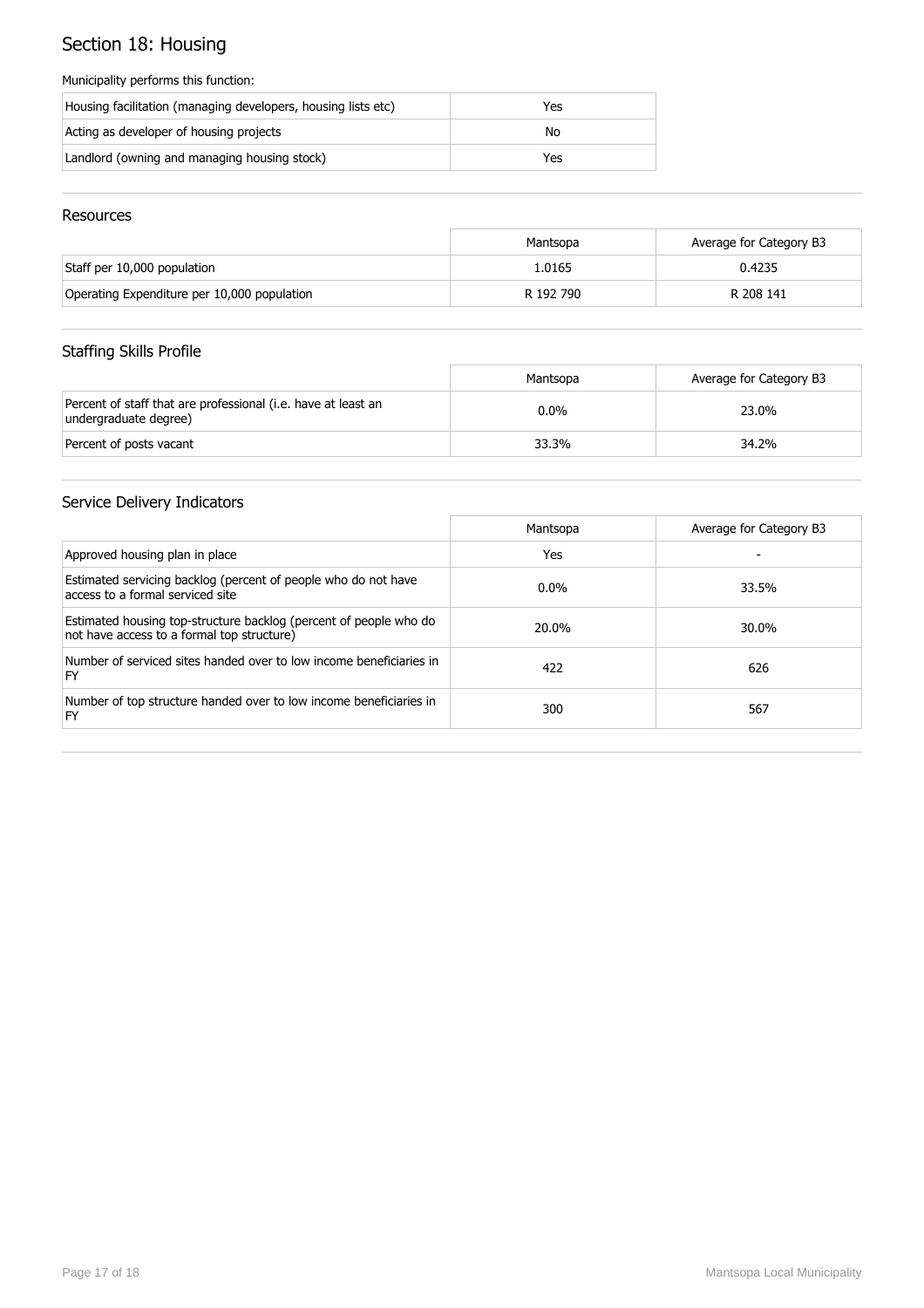# Section 18: Housing

Municipality performs this function:

| | |
|---|---|
| Housing facilitation (managing developers, housing lists etc) | Yes |
| Acting as developer of housing projects | No |
| Landlord (owning and managing housing stock) | Yes |

## Resources

| | Mantsopa | Average for Category B3 |
|---|---|---|
| Staff per 10,000 population | 1.0165 | 0.4235 |
| Operating Expenditure per 10,000 population | R 192 790 | R 208 141 |

## Staffing Skills Profile

| | Mantsopa | Average for Category B3 |
|---|---|---|
| Percent of staff that are professional (i.e. have at least an undergraduate degree) | 0.0% | 23.0% |
| Percent of posts vacant | 33.3% | 34.2% |

## Service Delivery Indicators

| | Mantsopa | Average for Category B3 |
|---|---|---|
| Approved housing plan in place | Yes | - |
| Estimated servicing backlog (percent of people who do not have access to a formal serviced site | 0.0% | 33.5% |
| Estimated housing top-structure backlog (percent of people who do not have access to a formal top structure) | 20.0% | 30.0% |
| Number of serviced sites handed over to low income beneficiaries in FY | 422 | 626 |
| Number of top structure handed over to low income beneficiaries in FY | 300 | 567 |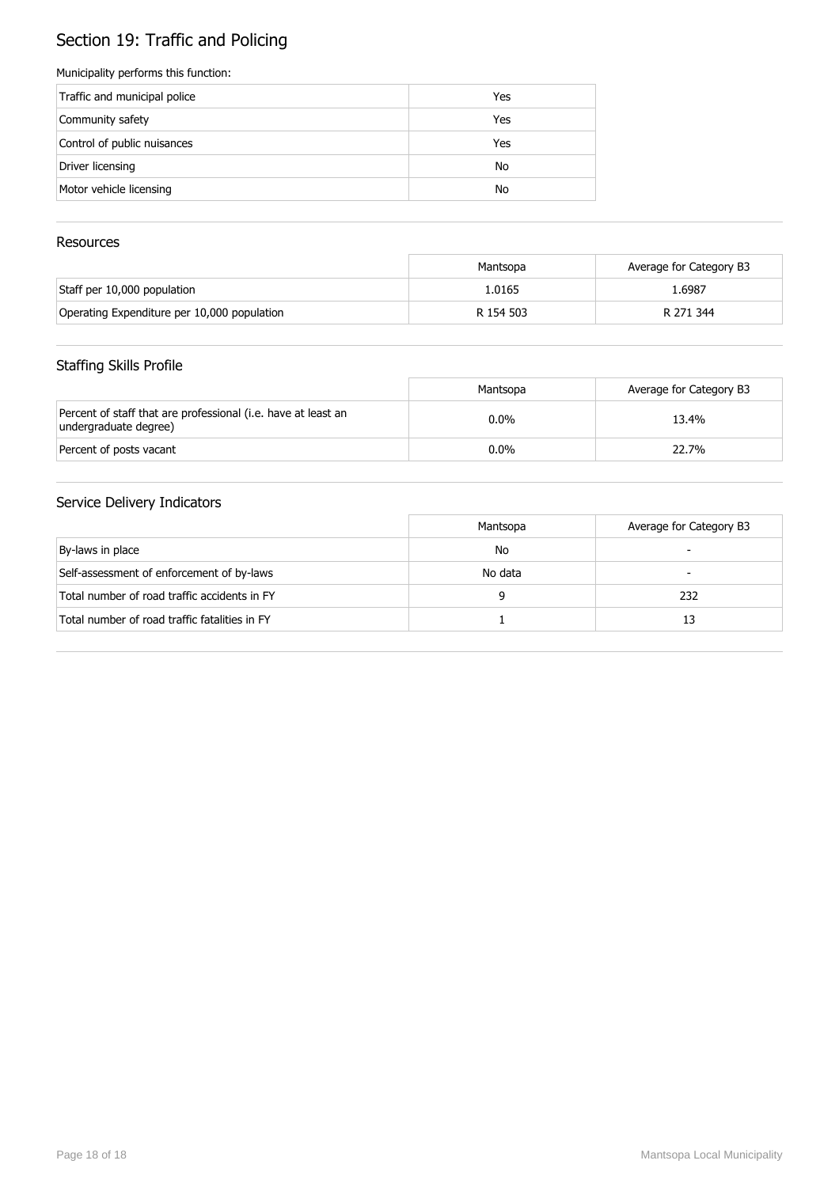# Section 19: Traffic and Policing

Municipality performs this function:

| | |
|---|---|
| Traffic and municipal police | Yes |
| Community safety | Yes |
| Control of public nuisances | Yes |
| Driver licensing | No |
| Motor vehicle licensing | No |

## Resources

| | Mantsopa | Average for Category B3 |
|---|---|---|
| Staff per 10,000 population | 1.0165 | 1.6987 |
| Operating Expenditure per 10,000 population | R 154 503 | R 271 344 |

## Staffing Skills Profile

| | Mantsopa | Average for Category B3 |
|---|---|---|
| Percent of staff that are professional (i.e. have at least an undergraduate degree) | 0.0% | 13.4% |
| Percent of posts vacant | 0.0% | 22.7% |

## Service Delivery Indicators

| | Mantsopa | Average for Category B3 |
|---|---|---|
| By-laws in place | No | - |
| Self-assessment of enforcement of by-laws | No data | - |
| Total number of road traffic accidents in FY | 9 | 232 |
| Total number of road traffic fatalities in FY | 1 | 13 |